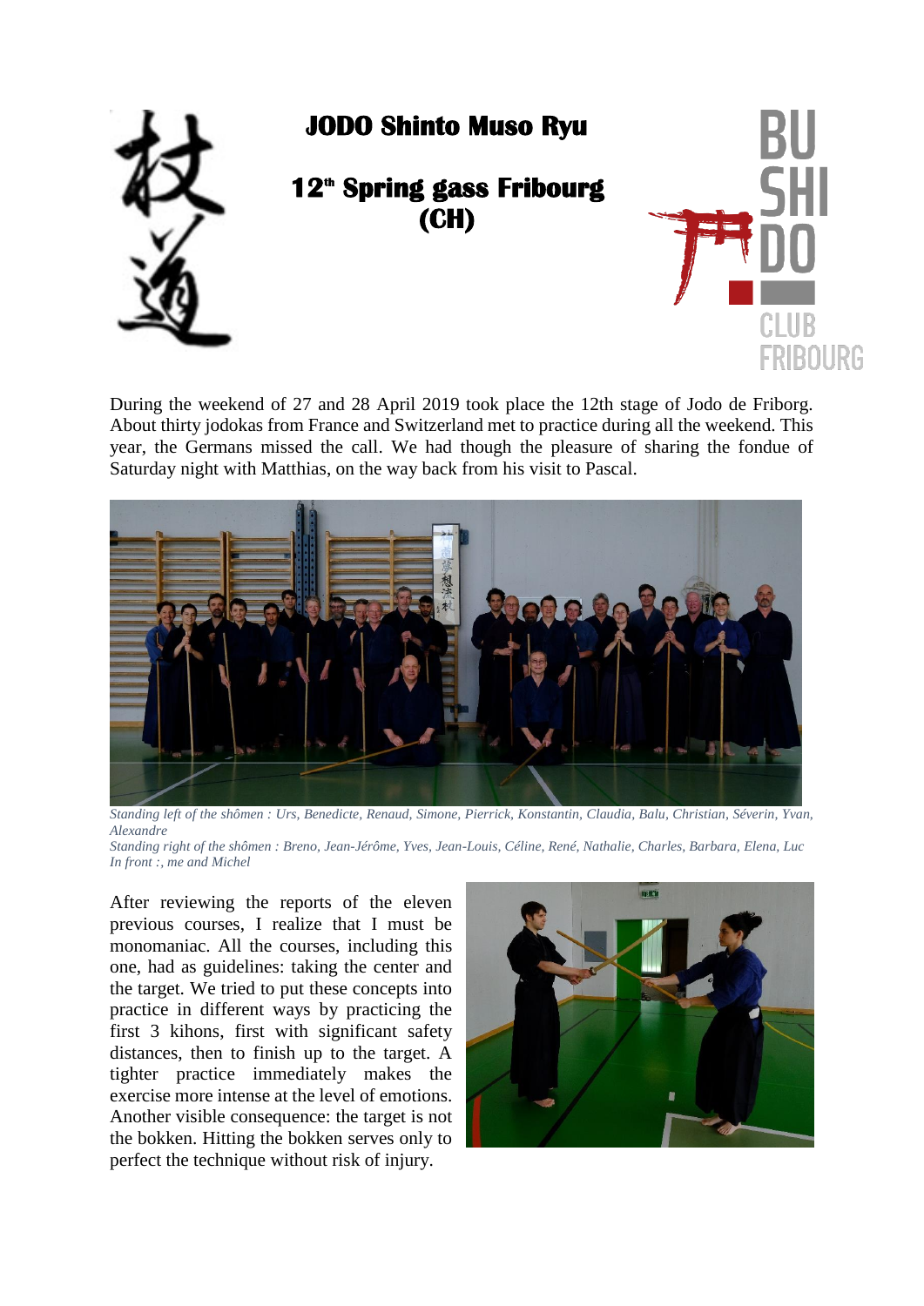# JODO Shinto Muso Ryu

## 12th Spring gass Fribourg (CH)

During the weekend of 27 and 28 April 2019 took place the 12th stage of Jodo de Friborg. About thirty jodokas from France and Switzerland met to practice during all the weekend. This year, the Germans missed the call. We had though the pleasure of sharing the fondue of Saturday night with Matthias, on the way back from his visit to Pascal.

*Standing left of the shômen : Urs, Benedicte, Renaud, Simone, Pierrick, Konstantin, Claudia, Balu, Christian, Séverin, Yvan, Alexandre*

*Standing right of the shômen : Breno, Jean-Jérôme, Yves, Jean-Louis, Céline, René, Nathalie, Charles, Barbara, Elena, Luc*

*In front :, me and Michel*

After reviewing the reports of the eleven previous courses, I realize that I must be monomaniac. All the courses, including this one, had as guidelines: taking the center and the target. We tried to put these concepts into practice in different ways by practicing the first 3 kihons, first with significant safety distances, then to finish up to the target. A tighter practice immediately makes the exercise more intense at the level of emotions. Another visible consequence: the target is not the bokken. Hitting the bokken serves only to perfect the technique without risk of injury.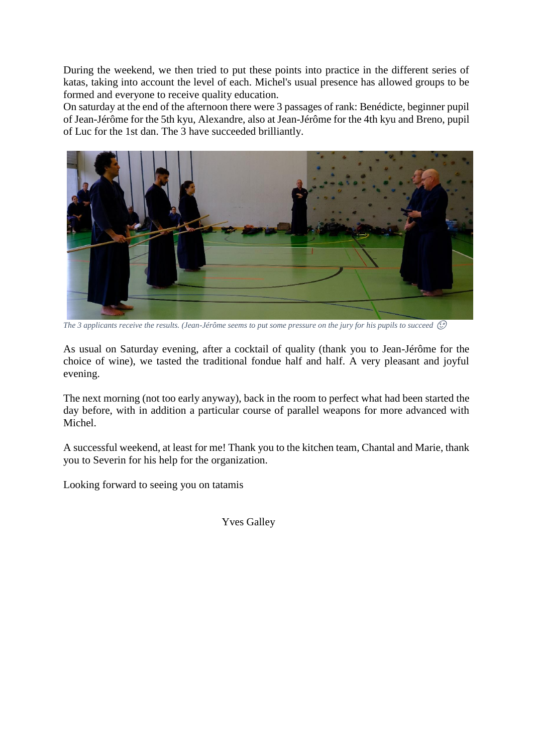During the weekend, we then tried to put these points into practice in the different series of katas, taking into account the level of each. Michel's usual presence has allowed groups to be formed and everyone to receive quality education.
On saturday at the end of the afternoon there were 3 passages of rank: Benédicte, beginner pupil of Jean-Jérôme for the 5th kyu, Alexandre, also at Jean-Jérôme for the 4th kyu and Breno, pupil of Luc for the 1st dan. The 3 have succeeded brilliantly.

*The 3 applicants receive the results. (Jean-Jérôme seems to put some pressure on the jury for his pupils to succeed* 😉

As usual on Saturday evening, after a cocktail of quality (thank you to Jean-Jérôme for the choice of wine), we tasted the traditional fondue half and half. A very pleasant and joyful evening.

The next morning (not too early anyway), back in the room to perfect what had been started the day before, with in addition a particular course of parallel weapons for more advanced with Michel.

A successful weekend, at least for me! Thank you to the kitchen team, Chantal and Marie, thank you to Severin for his help for the organization.

Looking forward to seeing you on tatamis

Yves Galley